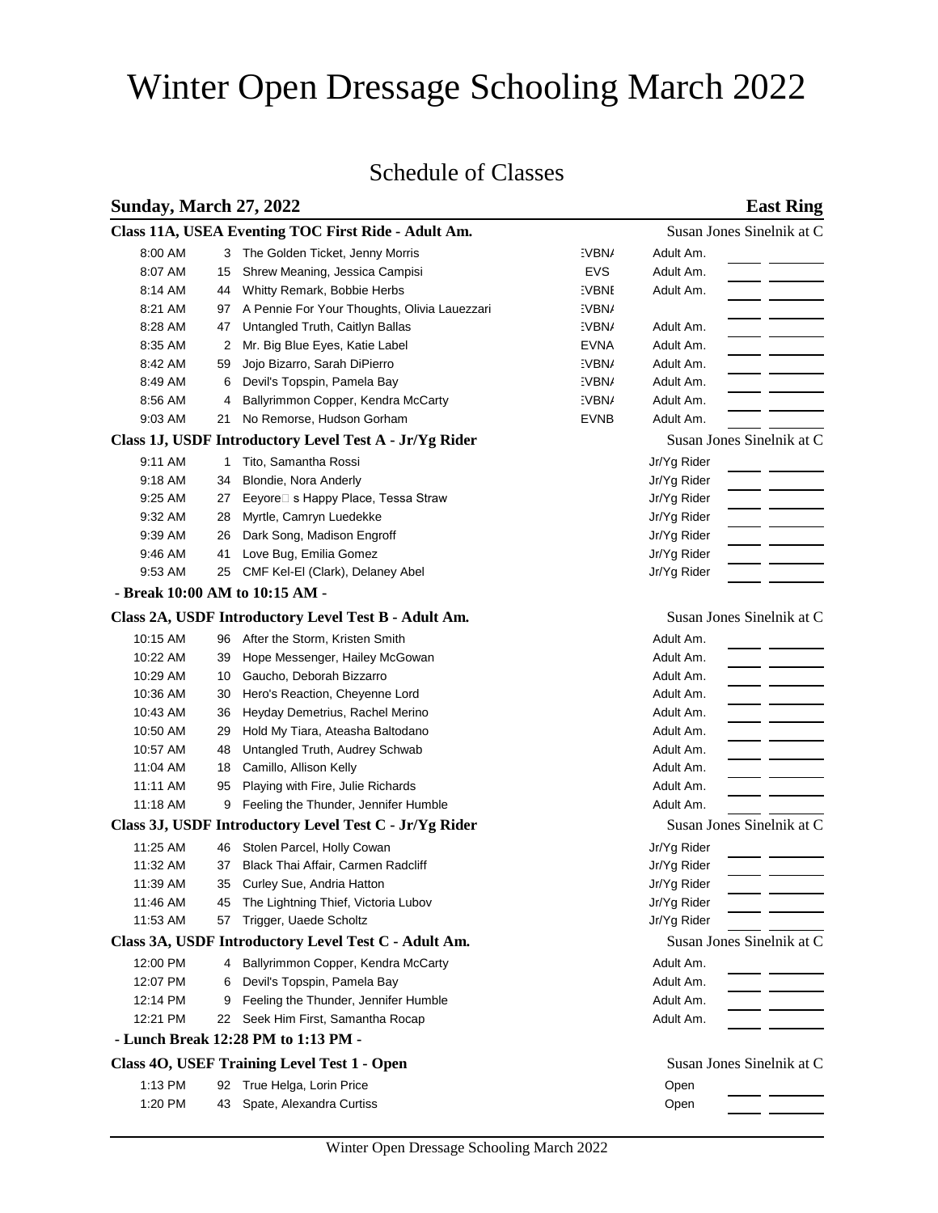# Winter Open Dressage Schooling March 2022

## Schedule of Classes

**Sunday, March 27, 2022** — **East Ring**

### Class 11A, USEA Eventing TOC First Ride - Adult Am.
Susan Jones Sinelnik at C

| Time | No. | Horse, Rider | | Division |
|---|---|---|---|---|
| 8:00 AM | 3 | The Golden Ticket, Jenny Morris | :VBN/ | Adult Am. |
| 8:07 AM | 15 | Shrew Meaning, Jessica Campisi | EVS | Adult Am. |
| 8:14 AM | 44 | Whitty Remark, Bobbie Herbs | :VBNI | Adult Am. |
| 8:21 AM | 97 | A Pennie For Your Thoughts, Olivia Lauezzari | :VBN/ | |
| 8:28 AM | 47 | Untangled Truth, Caitlyn Ballas | :VBN/ | Adult Am. |
| 8:35 AM | 2 | Mr. Big Blue Eyes, Katie Label | EVNA | Adult Am. |
| 8:42 AM | 59 | Jojo Bizarro, Sarah DiPierro | :VBN/ | Adult Am. |
| 8:49 AM | 6 | Devil's Topspin, Pamela Bay | :VBN/ | Adult Am. |
| 8:56 AM | 4 | Ballyrimmon Copper, Kendra McCarty | :VBN/ | Adult Am. |
| 9:03 AM | 21 | No Remorse, Hudson Gorham | EVNB | Adult Am. |

### Class 1J, USDF Introductory Level Test A - Jr/Yg Rider
Susan Jones Sinelnik at C

| Time | No. | Horse, Rider | Division |
|---|---|---|---|
| 9:11 AM | 1 | Tito, Samantha Rossi | Jr/Yg Rider |
| 9:18 AM | 34 | Blondie, Nora Anderly | Jr/Yg Rider |
| 9:25 AM | 27 | Eeyore□ s Happy Place, Tessa Straw | Jr/Yg Rider |
| 9:32 AM | 28 | Myrtle, Camryn Luedekke | Jr/Yg Rider |
| 9:39 AM | 26 | Dark Song, Madison Engroff | Jr/Yg Rider |
| 9:46 AM | 41 | Love Bug, Emilia Gomez | Jr/Yg Rider |
| 9:53 AM | 25 | CMF Kel-El (Clark), Delaney Abel | Jr/Yg Rider |

**- Break 10:00 AM to 10:15 AM -**

### Class 2A, USDF Introductory Level Test B - Adult Am.
Susan Jones Sinelnik at C

| Time | No. | Horse, Rider | Division |
|---|---|---|---|
| 10:15 AM | 96 | After the Storm, Kristen Smith | Adult Am. |
| 10:22 AM | 39 | Hope Messenger, Hailey McGowan | Adult Am. |
| 10:29 AM | 10 | Gaucho, Deborah Bizzarro | Adult Am. |
| 10:36 AM | 30 | Hero's Reaction, Cheyenne Lord | Adult Am. |
| 10:43 AM | 36 | Heyday Demetrius, Rachel Merino | Adult Am. |
| 10:50 AM | 29 | Hold My Tiara, Ateasha Baltodano | Adult Am. |
| 10:57 AM | 48 | Untangled Truth, Audrey Schwab | Adult Am. |
| 11:04 AM | 18 | Camillo, Allison Kelly | Adult Am. |
| 11:11 AM | 95 | Playing with Fire, Julie Richards | Adult Am. |
| 11:18 AM | 9 | Feeling the Thunder, Jennifer Humble | Adult Am. |

### Class 3J, USDF Introductory Level Test C - Jr/Yg Rider
Susan Jones Sinelnik at C

| Time | No. | Horse, Rider | Division |
|---|---|---|---|
| 11:25 AM | 46 | Stolen Parcel, Holly Cowan | Jr/Yg Rider |
| 11:32 AM | 37 | Black Thai Affair, Carmen Radcliff | Jr/Yg Rider |
| 11:39 AM | 35 | Curley Sue, Andria Hatton | Jr/Yg Rider |
| 11:46 AM | 45 | The Lightning Thief, Victoria Lubov | Jr/Yg Rider |
| 11:53 AM | 57 | Trigger, Uaede Scholtz | Jr/Yg Rider |

### Class 3A, USDF Introductory Level Test C - Adult Am.
Susan Jones Sinelnik at C

| Time | No. | Horse, Rider | Division |
|---|---|---|---|
| 12:00 PM | 4 | Ballyrimmon Copper, Kendra McCarty | Adult Am. |
| 12:07 PM | 6 | Devil's Topspin, Pamela Bay | Adult Am. |
| 12:14 PM | 9 | Feeling the Thunder, Jennifer Humble | Adult Am. |
| 12:21 PM | 22 | Seek Him First, Samantha Rocap | Adult Am. |

**- Lunch Break 12:28 PM to 1:13 PM -**

### Class 4O, USEF Training Level Test 1 - Open
Susan Jones Sinelnik at C

| Time | No. | Horse, Rider | Division |
|---|---|---|---|
| 1:13 PM | 92 | True Helga, Lorin Price | Open |
| 1:20 PM | 43 | Spate, Alexandra Curtiss | Open |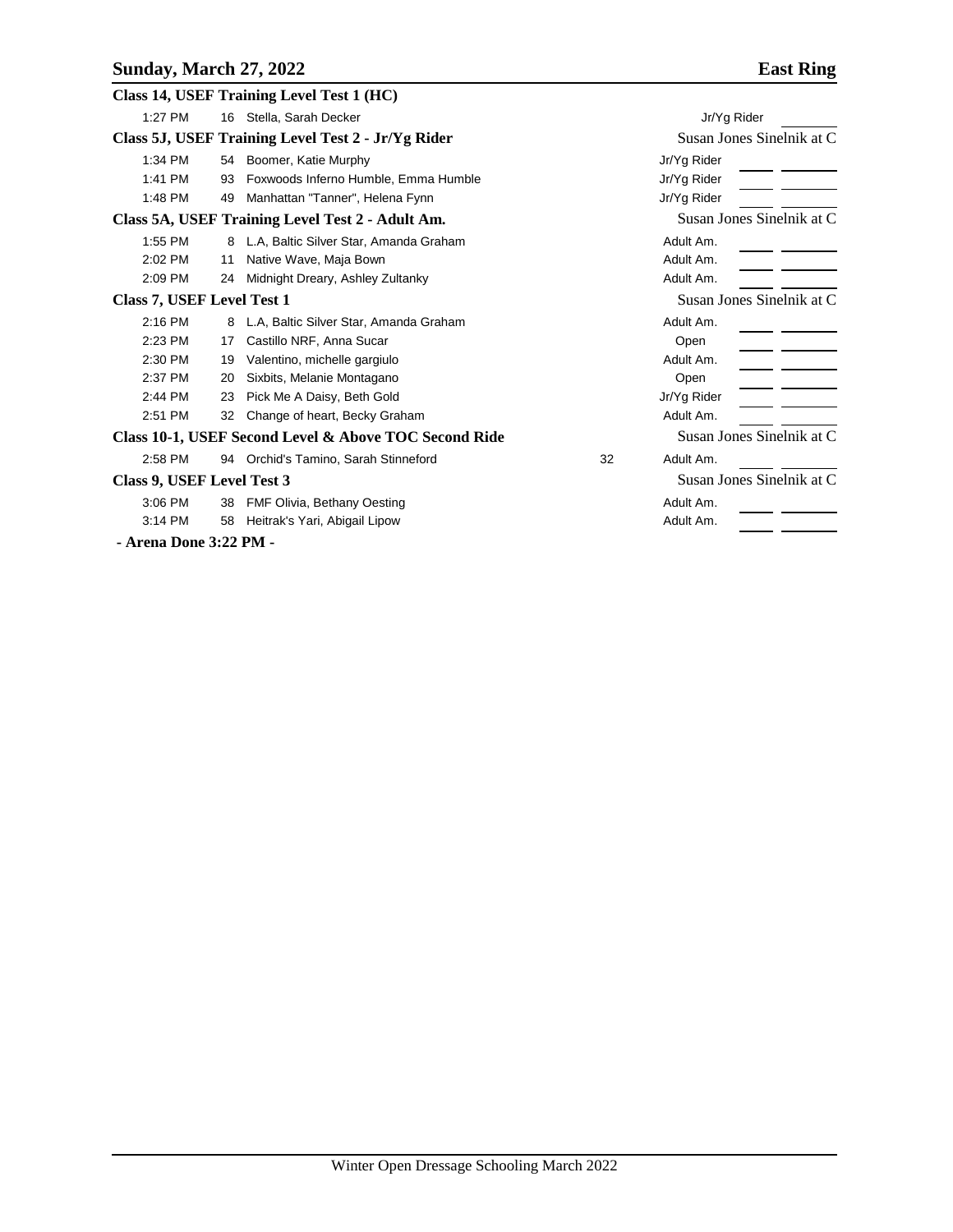## Sunday, March 27, 2022 — East Ring

### Class 14, USEF Training Level Test 1 (HC)

| Time | No. | Horse, Rider | | Division |
|---|---|---|---|---|
| 1:27 PM | 16 | Stella, Sarah Decker | | Jr/Yg Rider |

### Class 5J, USEF Training Level Test 2 - Jr/Yg Rider — Susan Jones Sinelnik at C

| Time | No. | Horse, Rider | | Division |
|---|---|---|---|---|
| 1:34 PM | 54 | Boomer, Katie Murphy | | Jr/Yg Rider |
| 1:41 PM | 93 | Foxwoods Inferno Humble, Emma Humble | | Jr/Yg Rider |
| 1:48 PM | 49 | Manhattan "Tanner", Helena Fynn | | Jr/Yg Rider |

### Class 5A, USEF Training Level Test 2 - Adult Am. — Susan Jones Sinelnik at C

| Time | No. | Horse, Rider | | Division |
|---|---|---|---|---|
| 1:55 PM | 8 | L.A, Baltic Silver Star, Amanda Graham | | Adult Am. |
| 2:02 PM | 11 | Native Wave, Maja Bown | | Adult Am. |
| 2:09 PM | 24 | Midnight Dreary, Ashley Zultanky | | Adult Am. |

### Class 7, USEF Level Test 1 — Susan Jones Sinelnik at C

| Time | No. | Horse, Rider | | Division |
|---|---|---|---|---|
| 2:16 PM | 8 | L.A, Baltic Silver Star, Amanda Graham | | Adult Am. |
| 2:23 PM | 17 | Castillo NRF, Anna Sucar | | Open |
| 2:30 PM | 19 | Valentino, michelle gargiulo | | Adult Am. |
| 2:37 PM | 20 | Sixbits, Melanie Montagano | | Open |
| 2:44 PM | 23 | Pick Me A Daisy, Beth Gold | | Jr/Yg Rider |
| 2:51 PM | 32 | Change of heart, Becky Graham | | Adult Am. |

### Class 10-1, USEF Second Level & Above TOC Second Ride — Susan Jones Sinelnik at C

| Time | No. | Horse, Rider | | Division |
|---|---|---|---|---|
| 2:58 PM | 94 | Orchid's Tamino, Sarah Stinneford | 32 | Adult Am. |

### Class 9, USEF Level Test 3 — Susan Jones Sinelnik at C

| Time | No. | Horse, Rider | | Division |
|---|---|---|---|---|
| 3:06 PM | 38 | FMF Olivia, Bethany Oesting | | Adult Am. |
| 3:14 PM | 58 | Heitrak's Yari, Abigail Lipow | | Adult Am. |

**- Arena Done 3:22 PM -**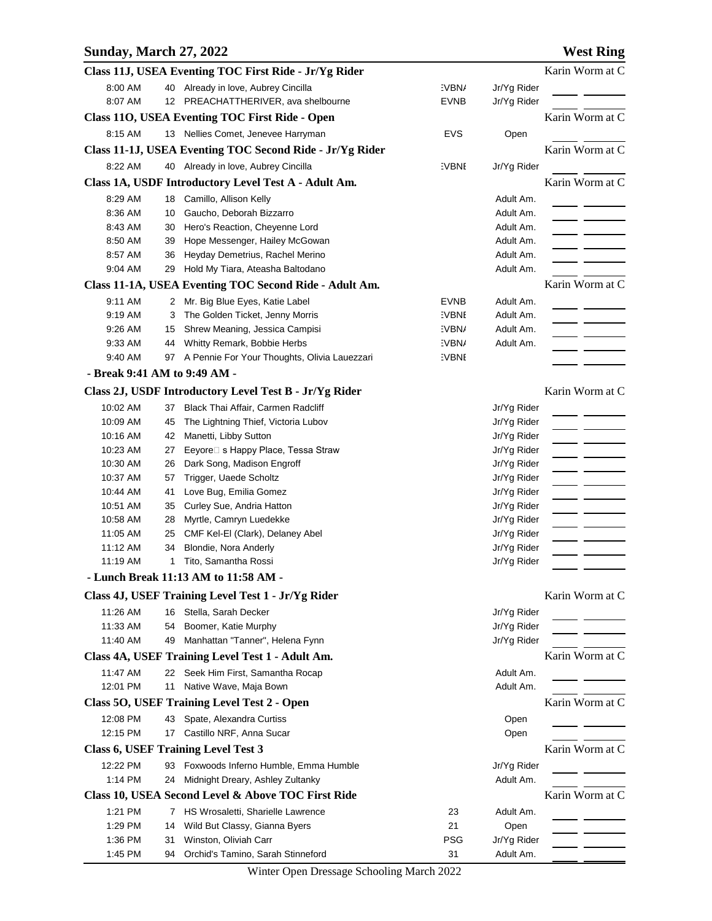## Sunday, March 27, 2022 — West Ring

### Class 11J, USEA Eventing TOC First Ride - Jr/Yg Rider — Karin Worm at C

| Time | # | Horse, Rider | | Division |
|---|---|---|---|---|
| 8:00 AM | 40 | Already in love, Aubrey Cincilla | :VBN/ | Jr/Yg Rider |
| 8:07 AM | 12 | PREACHATTHERIVER, ava shelbourne | EVNB | Jr/Yg Rider |

### Class 11O, USEA Eventing TOC First Ride - Open — Karin Worm at C

| Time | # | Horse, Rider | | Division |
|---|---|---|---|---|
| 8:15 AM | 13 | Nellies Comet, Jenevee Harryman | EVS | Open |

### Class 11-1J, USEA Eventing TOC Second Ride - Jr/Yg Rider — Karin Worm at C

| Time | # | Horse, Rider | | Division |
|---|---|---|---|---|
| 8:22 AM | 40 | Already in love, Aubrey Cincilla | :VBNE | Jr/Yg Rider |

### Class 1A, USDF Introductory Level Test A - Adult Am. — Karin Worm at C

| Time | # | Horse, Rider | | Division |
|---|---|---|---|---|
| 8:29 AM | 18 | Camillo, Allison Kelly | | Adult Am. |
| 8:36 AM | 10 | Gaucho, Deborah Bizzarro | | Adult Am. |
| 8:43 AM | 30 | Hero's Reaction, Cheyenne Lord | | Adult Am. |
| 8:50 AM | 39 | Hope Messenger, Hailey McGowan | | Adult Am. |
| 8:57 AM | 36 | Heyday Demetrius, Rachel Merino | | Adult Am. |
| 9:04 AM | 29 | Hold My Tiara, Ateasha Baltodano | | Adult Am. |

### Class 11-1A, USEA Eventing TOC Second Ride - Adult Am. — Karin Worm at C

| Time | # | Horse, Rider | | Division |
|---|---|---|---|---|
| 9:11 AM | 2 | Mr. Big Blue Eyes, Katie Label | EVNB | Adult Am. |
| 9:19 AM | 3 | The Golden Ticket, Jenny Morris | :VBNE | Adult Am. |
| 9:26 AM | 15 | Shrew Meaning, Jessica Campisi | :VBN/ | Adult Am. |
| 9:33 AM | 44 | Whitty Remark, Bobbie Herbs | :VBN/ | Adult Am. |
| 9:40 AM | 97 | A Pennie For Your Thoughts, Olivia Lauezzari | :VBNE | |

**- Break 9:41 AM to 9:49 AM -**

### Class 2J, USDF Introductory Level Test B - Jr/Yg Rider — Karin Worm at C

| Time | # | Horse, Rider | Division |
|---|---|---|---|
| 10:02 AM | 37 | Black Thai Affair, Carmen Radcliff | Jr/Yg Rider |
| 10:09 AM | 45 | The Lightning Thief, Victoria Lubov | Jr/Yg Rider |
| 10:16 AM | 42 | Manetti, Libby Sutton | Jr/Yg Rider |
| 10:23 AM | 27 | Eeyore□ s Happy Place, Tessa Straw | Jr/Yg Rider |
| 10:30 AM | 26 | Dark Song, Madison Engroff | Jr/Yg Rider |
| 10:37 AM | 57 | Trigger, Uaede Scholtz | Jr/Yg Rider |
| 10:44 AM | 41 | Love Bug, Emilia Gomez | Jr/Yg Rider |
| 10:51 AM | 35 | Curley Sue, Andria Hatton | Jr/Yg Rider |
| 10:58 AM | 28 | Myrtle, Camryn Luedekke | Jr/Yg Rider |
| 11:05 AM | 25 | CMF Kel-El (Clark), Delaney Abel | Jr/Yg Rider |
| 11:12 AM | 34 | Blondie, Nora Anderly | Jr/Yg Rider |
| 11:19 AM | 1 | Tito, Samantha Rossi | Jr/Yg Rider |

**- Lunch Break 11:13 AM to 11:58 AM -**

### Class 4J, USEF Training Level Test 1 - Jr/Yg Rider — Karin Worm at C

| Time | # | Horse, Rider | Division |
|---|---|---|---|
| 11:26 AM | 16 | Stella, Sarah Decker | Jr/Yg Rider |
| 11:33 AM | 54 | Boomer, Katie Murphy | Jr/Yg Rider |
| 11:40 AM | 49 | Manhattan "Tanner", Helena Fynn | Jr/Yg Rider |

### Class 4A, USEF Training Level Test 1 - Adult Am. — Karin Worm at C

| Time | # | Horse, Rider | Division |
|---|---|---|---|
| 11:47 AM | 22 | Seek Him First, Samantha Rocap | Adult Am. |
| 12:01 PM | 11 | Native Wave, Maja Bown | Adult Am. |

### Class 5O, USEF Training Level Test 2 - Open — Karin Worm at C

| Time | # | Horse, Rider | Division |
|---|---|---|---|
| 12:08 PM | 43 | Spate, Alexandra Curtiss | Open |
| 12:15 PM | 17 | Castillo NRF, Anna Sucar | Open |

### Class 6, USEF Training Level Test 3 — Karin Worm at C

| Time | # | Horse, Rider | Division |
|---|---|---|---|
| 12:22 PM | 93 | Foxwoods Inferno Humble, Emma Humble | Jr/Yg Rider |
| 1:14 PM | 24 | Midnight Dreary, Ashley Zultanky | Adult Am. |

### Class 10, USEA Second Level & Above TOC First Ride — Karin Worm at C

| Time | # | Horse, Rider | | Division |
|---|---|---|---|---|
| 1:21 PM | 7 | HS Wrosaletti, Sharielle Lawrence | 23 | Adult Am. |
| 1:29 PM | 14 | Wild But Classy, Gianna Byers | 21 | Open |
| 1:36 PM | 31 | Winston, Oliviah Carr | PSG | Jr/Yg Rider |
| 1:45 PM | 94 | Orchid's Tamino, Sarah Stinneford | 31 | Adult Am. |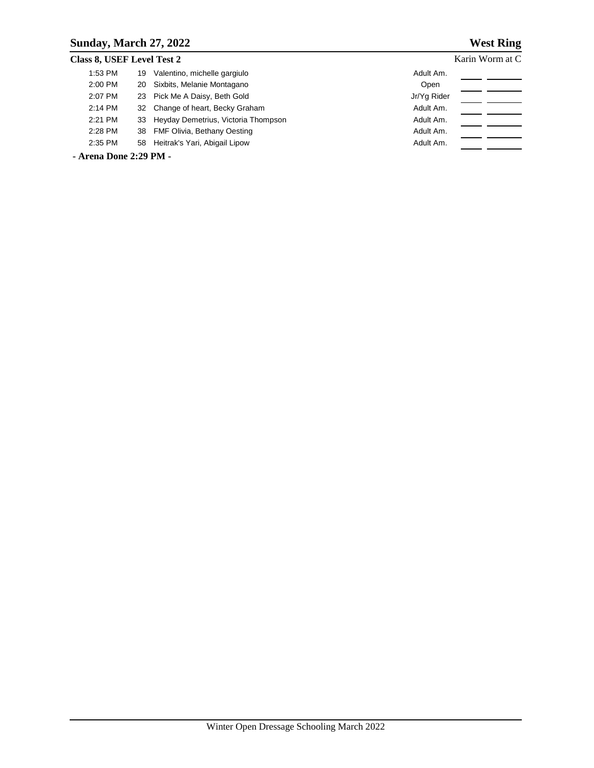## Sunday, March 27, 2022 — West Ring

### Class 8, USEF Level Test 2

Karin Worm at C

| | | | | | |
|---|---|---|---|---|---|
| 1:53 PM | 19 | Valentino, michelle gargiulo | Adult Am. | | |
| 2:00 PM | 20 | Sixbits, Melanie Montagano | Open | | |
| 2:07 PM | 23 | Pick Me A Daisy, Beth Gold | Jr/Yg Rider | | |
| 2:14 PM | 32 | Change of heart, Becky Graham | Adult Am. | | |
| 2:21 PM | 33 | Heyday Demetrius, Victoria Thompson | Adult Am. | | |
| 2:28 PM | 38 | FMF Olivia, Bethany Oesting | Adult Am. | | |
| 2:35 PM | 58 | Heitrak's Yari, Abigail Lipow | Adult Am. | | |

**- Arena Done 2:29 PM -**